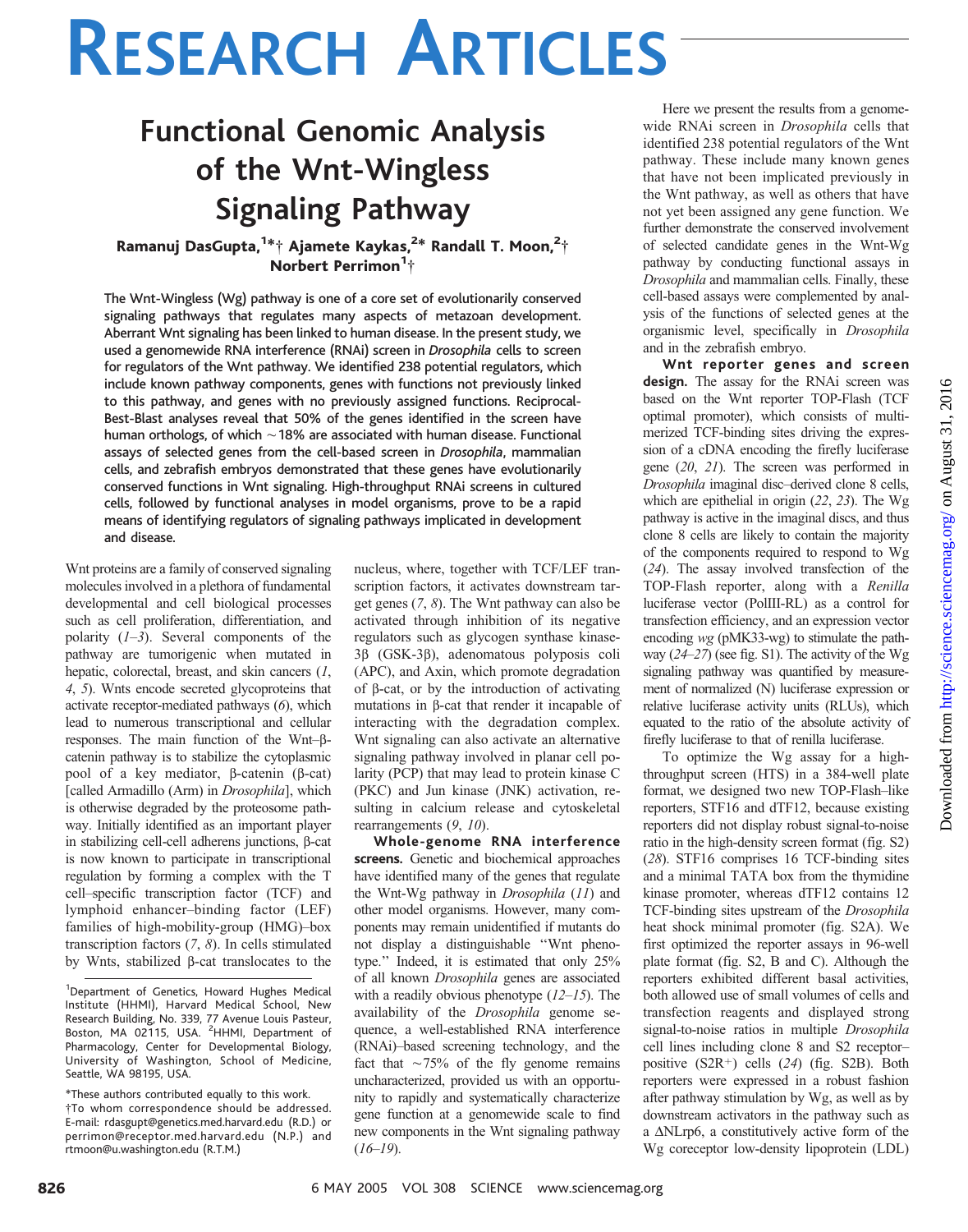# RESEARCH ARTICLES

## Functional Genomic Analysis of the Wnt-Wingless Signaling Pathway

Ramanuj DasGupta,[1*†] Ajamete Kaykas,[2*] Randall T. Moon,[2†] Norbert Perrimon[1†]

**The Wnt-Wingless (Wg) pathway is one of a core set of evolutionarily conserved signaling pathways that regulates many aspects of metazoan development. Aberrant Wnt signaling has been linked to human disease. In the present study, we used a genomewide RNA interference (RNAi) screen in *Drosophila* cells to screen for regulators of the Wnt pathway. We identified 238 potential regulators, which include known pathway components, genes with functions not previously linked to this pathway, and genes with no previously assigned functions. Reciprocal-Best-Blast analyses reveal that 50% of the genes identified in the screen have human orthologs, of which ~18% are associated with human disease. Functional assays of selected genes from the cell-based screen in *Drosophila*, mammalian cells, and zebrafish embryos demonstrated that these genes have evolutionarily conserved functions in Wnt signaling. High-throughput RNAi screens in cultured cells, followed by functional analyses in model organisms, prove to be a rapid means of identifying regulators of signaling pathways implicated in development and disease.**

Wnt proteins are a family of conserved signaling molecules involved in a plethora of fundamental developmental and cell biological processes such as cell proliferation, differentiation, and polarity (*1*–*3*). Several components of the pathway are tumorigenic when mutated in hepatic, colorectal, breast, and skin cancers (*1*, *4*, *5*). Wnts encode secreted glycoproteins that activate receptor-mediated pathways (*6*), which lead to numerous transcriptional and cellular responses. The main function of the Wnt–β-catenin pathway is to stabilize the cytoplasmic pool of a key mediator, β-catenin (β-cat) [called Armadillo (Arm) in *Drosophila*], which is otherwise degraded by the proteosome pathway. Initially identified as an important player in stabilizing cell-cell adherens junctions, β-cat is now known to participate in transcriptional regulation by forming a complex with the T cell–specific transcription factor (TCF) and lymphoid enhancer–binding factor (LEF) families of high-mobility-group (HMG)–box transcription factors (*7*, *8*). In cells stimulated by Wnts, stabilized β-cat translocates to the nucleus, where, together with TCF/LEF transcription factors, it activates downstream target genes (*7*, *8*). The Wnt pathway can also be activated through inhibition of its negative regulators such as glycogen synthase kinase-3β (GSK-3β), adenomatous polyposis coli (APC), and Axin, which promote degradation of β-cat, or by the introduction of activating mutations in β-cat that render it incapable of interacting with the degradation complex. Wnt signaling can also activate an alternative signaling pathway involved in planar cell polarity (PCP) that may lead to protein kinase C (PKC) and Jun kinase (JNK) activation, resulting in calcium release and cytoskeletal rearrangements (*9*, *10*).

**Whole-genome RNA interference screens.** Genetic and biochemical approaches have identified many of the genes that regulate the Wnt-Wg pathway in *Drosophila* (*11*) and other model organisms. However, many components may remain unidentified if mutants do not display a distinguishable "Wnt phenotype." Indeed, it is estimated that only 25% of all known *Drosophila* genes are associated with a readily obvious phenotype (*12*–*15*). The availability of the *Drosophila* genome sequence, a well-established RNA interference (RNAi)–based screening technology, and the fact that ~75% of the fly genome remains uncharacterized, provided us with an opportunity to rapidly and systematically characterize gene function at a genomewide scale to find new components in the Wnt signaling pathway (*16*–*19*).

Here we present the results from a genomewide RNAi screen in *Drosophila* cells that identified 238 potential regulators of the Wnt pathway. These include many known genes that have not been implicated previously in the Wnt pathway, as well as others that have not yet been assigned any gene function. We further demonstrate the conserved involvement of selected candidate genes in the Wnt-Wg pathway by conducting functional assays in *Drosophila* and mammalian cells. Finally, these cell-based assays were complemented by analysis of the functions of selected genes at the organismic level, specifically in *Drosophila* and in the zebrafish embryo.

**Wnt reporter genes and screen design.** The assay for the RNAi screen was based on the Wnt reporter TOP-Flash (TCF optimal promoter), which consists of multimerized TCF-binding sites driving the expression of a cDNA encoding the firefly luciferase gene (*20*, *21*). The screen was performed in *Drosophila* imaginal disc–derived clone 8 cells, which are epithelial in origin (*22*, *23*). The Wg pathway is active in the imaginal discs, and thus clone 8 cells are likely to contain the majority of the components required to respond to Wg (*24*). The assay involved transfection of the TOP-Flash reporter, along with a *Renilla* luciferase vector (PolIII-RL) as a control for transfection efficiency, and an expression vector encoding *wg* (pMK33-wg) to stimulate the pathway (*24*–*27*) (see fig. S1). The activity of the Wg signaling pathway was quantified by measurement of normalized (N) luciferase expression or relative luciferase activity units (RLUs), which equated to the ratio of the absolute activity of firefly luciferase to that of renilla luciferase.

To optimize the Wg assay for a high-throughput screen (HTS) in a 384-well plate format, we designed two new TOP-Flash–like reporters, STF16 and dTF12, because existing reporters did not display robust signal-to-noise ratio in the high-density screen format (fig. S2) (*28*). STF16 comprises 16 TCF-binding sites and a minimal TATA box from the thymidine kinase promoter, whereas dTF12 contains 12 TCF-binding sites upstream of the *Drosophila* heat shock minimal promoter (fig. S2A). We first optimized the reporter assays in 96-well plate format (fig. S2, B and C). Although the reporters exhibited different basal activities, both allowed use of small volumes of cells and transfection reagents and displayed strong signal-to-noise ratios in multiple *Drosophila* cell lines including clone 8 and S2 receptor–positive (S2R+) cells (*24*) (fig. S2B). Both reporters were expressed in a robust fashion after pathway stimulation by Wg, as well as by downstream activators in the pathway such as a ΔNLrp6, a constitutively active form of the Wg coreceptor low-density lipoprotein (LDL)

[1]Department of Genetics, Howard Hughes Medical Institute (HHMI), Harvard Medical School, New Research Building, No. 339, 77 Avenue Louis Pasteur, Boston, MA 02115, USA. [2]HHMI, Department of Pharmacology, Center for Developmental Biology, University of Washington, School of Medicine, Seattle, WA 98195, USA.

*These authors contributed equally to this work.
†To whom correspondence should be addressed. E-mail: rdasgupt@genetics.med.harvard.edu (R.D.) or perrimon@receptor.med.harvard.edu (N.P.) and rtmoon@u.washington.edu (R.T.M.)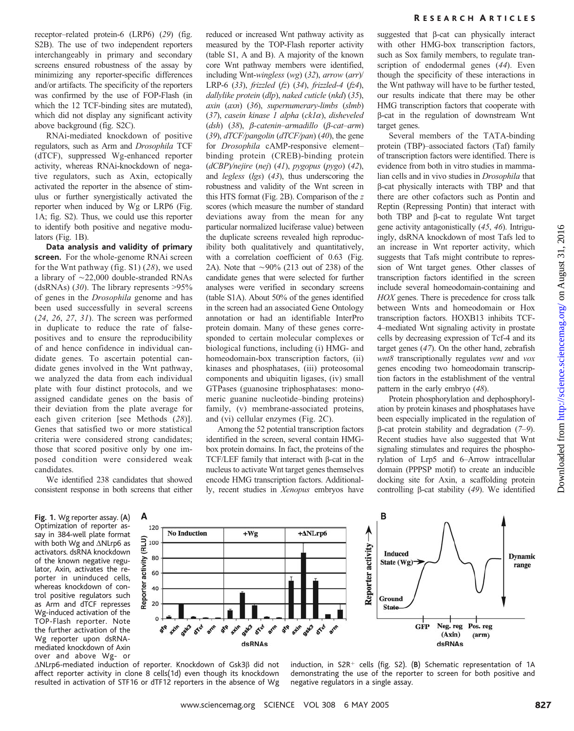receptor–related protein-6 (LRP6) (29) (fig. S2B). The use of two independent reporters interchangeably in primary and secondary screens ensured robustness of the assay by minimizing any reporter-specific differences and/or artifacts. The specificity of the reporters was confirmed by the use of FOP-Flash (in which the 12 TCF-binding sites are mutated), which did not display any significant activity above background (fig. S2C).

RNAi-mediated knockdown of positive regulators, such as Arm and *Drosophila* TCF (dTCF), suppressed Wg-enhanced reporter activity, whereas RNAi-knockdown of negative regulators, such as Axin, ectopically activated the reporter in the absence of stimulus or further synergistically activated the reporter when induced by Wg or LRP6 (Fig. 1A; fig. S2). Thus, we could use this reporter to identify both positive and negative modulators (Fig. 1B).

**Data analysis and validity of primary screen.** For the whole-genome RNAi screen for the Wnt pathway (fig. S1) (28), we used a library of ~22,000 double-stranded RNAs (dsRNAs) (30). The library represents >95% of genes in the *Drosophila* genome and has been used successfully in several screens (24, 26, 27, 31). The screen was performed in duplicate to reduce the rate of false-positives and to ensure the reproducibility of and hence confidence in individual candidate genes. To ascertain potential candidate genes involved in the Wnt pathway, we analyzed the data from each individual plate with four distinct protocols, and we assigned candidate genes on the basis of their deviation from the plate average for each given criterion [see Methods (28)]. Genes that satisfied two or more statistical criteria were considered strong candidates; those that scored positive only by one imposed condition were considered weak candidates.

We identified 238 candidates that showed consistent response in both screens that either reduced or increased Wnt pathway activity as measured by the TOP-Flash reporter activity (table S1, A and B). A majority of the known core Wnt pathway members were identified, including Wnt-*wingless* (*wg*) (32), *arrow* (*arr*)/LRP-6 (33), *frizzled* (*fz*) (34), *frizzled-4* (*fz4*), *dallylike protein* (*dlp*), *naked cuticle* (*nkd*) (35), *axin* (*axn*) (36), *supernumerary-limbs* (*slmb*) (37), *casein kinase 1 alpha* (*ck1α*), *disheveled* (*dsh*) (38), *β-catenin–armadillo* (*β-cat–arm*) (39), *dTCF/pangolin* (*dTCF/pan*) (40), the gene for *Drosophila* cAMP-responsive element–binding protein (CREB)-binding protein (*dCBP*)/*nejire* (*nej*) (41), *pygopus* (*pygo*) (42), and *legless* (*lgs*) (43), thus underscoring the robustness and validity of the Wnt screen in this HTS format (Fig. 2B). Comparison of the *z* scores (which measure the number of standard deviations away from the mean for any particular normalized luciferase value) between the duplicate screens revealed high reproducibility both qualitatively and quantitatively, with a correlation coefficient of 0.63 (Fig. 2A). Note that ~90% (213 out of 238) of the candidate genes that were selected for further analyses were verified in secondary screens (table S1A). About 50% of the genes identified in the screen had an associated Gene Ontology annotation or had an identifiable InterPro protein domain. Many of these genes corresponded to certain molecular complexes or biological functions, including (i) HMG- and homeodomain-box transcription factors, (ii) kinases and phosphatases, (iii) proteosomal components and ubiquitin ligases, (iv) small GTPases (guanosine triphosphatases: monomeric guanine nucleotide–binding proteins) family, (v) membrane-associated proteins, and (vi) cellular enzymes (Fig. 2C).

Among the 52 potential transcription factors identified in the screen, several contain HMG-box protein domains. In fact, the proteins of the TCF/LEF family that interact with β-cat in the nucleus to activate Wnt target genes themselves encode HMG transcription factors. Additionally, recent studies in *Xenopus* embryos have suggested that β-cat can physically interact with other HMG-box transcription factors, such as Sox family members, to regulate transcription of endodermal genes (44). Even though the specificity of these interactions in the Wnt pathway will have to be further tested, our results indicate that there may be other HMG transcription factors that cooperate with β-cat in the regulation of downstream Wnt target genes.

Several members of the TATA-binding protein (TBP)–associated factors (Taf) family of transcription factors were identified. There is evidence from both in vitro studies in mammalian cells and in vivo studies in *Drosophila* that β-cat physically interacts with TBP and that there are other cofactors such as Pontin and Reptin (Repressing Pontin) that interact with both TBP and β-cat to regulate Wnt target gene activity antagonistically (45, 46). Intriguingly, dsRNA knockdown of most Tafs led to an increase in Wnt reporter activity, which suggests that Tafs might contribute to repression of Wnt target genes. Other classes of transcription factors identified in the screen include several homeodomain-containing and *HOX* genes. There is precedence for cross talk between Wnts and homeodomain or Hox transcription factors. HOXB13 inhibits TCF-4–mediated Wnt signaling activity in prostate cells by decreasing expression of Tcf-4 and its target genes (47). On the other hand, zebrafish *wnt8* transcriptionally regulates *vent* and *vox* genes encoding two homeodomain transcription factors in the establishment of the ventral pattern in the early embryo (48).

Protein phosphorylation and dephosphorylation by protein kinases and phosphatases have been especially implicated in the regulation of β-cat protein stability and degradation (7–9). Recent studies have also suggested that Wnt signaling stimulates and requires the phosphorylation of Lrp5 and 6–Arrow intracellular domain (PPPSP motif) to create an inducible docking site for Axin, a scaffolding protein controlling β-cat stability (49). We identified

**Fig. 1.** Wg reporter assay. (**A**) Optimization of reporter assay in 384-well plate format with both Wg and ΔNLrp6 as activators. dsRNA knockdown of the known negative regulator, Axin, activates the reporter in uninduced cells, whereas knockdown of control positive regulators such as Arm and dTCF represses Wg-induced activation of the TOP-Flash reporter. Note the further activation of the Wg reporter upon dsRNA-mediated knockdown of Axin over and above Wg- or ΔNLrp6-mediated induction of reporter. Knockdown of Gsk3β did not affect reporter activity in clone 8 cells(1d) even though its knockdown resulted in activation of STF16 or dTF12 reporters in the absence of Wg induction, in S2R+ cells (fig. S2). (**B**) Schematic representation of 1A demonstrating the use of the reporter to screen for both positive and negative regulators in a single assay.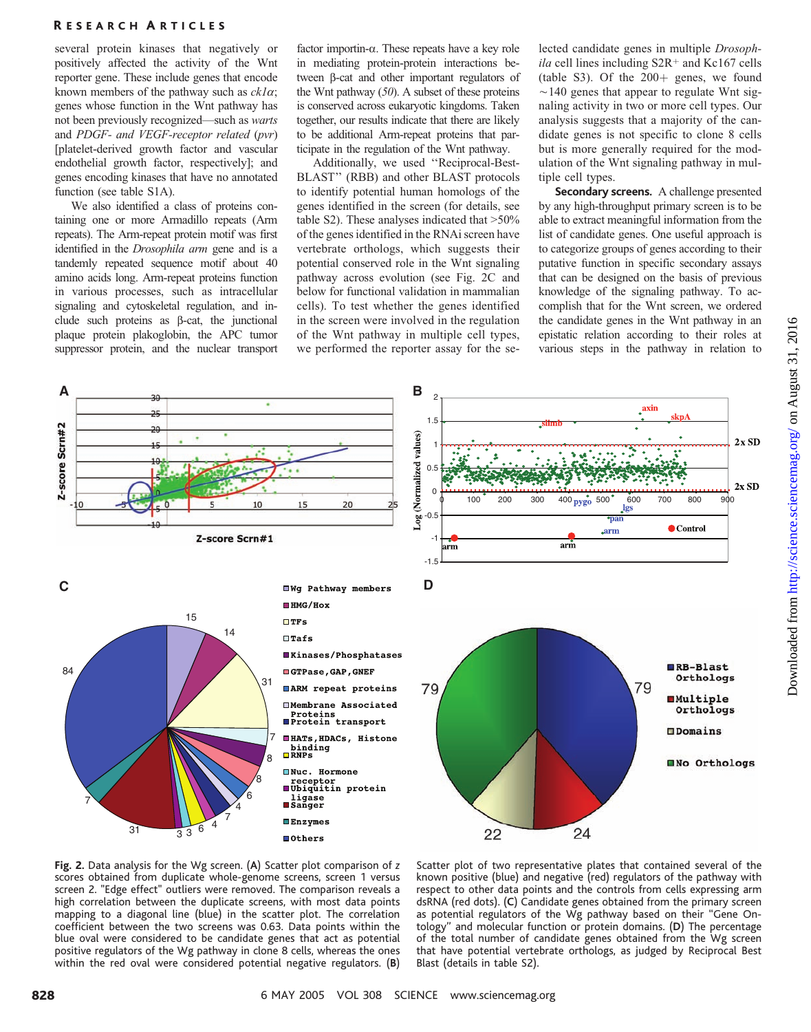several protein kinases that negatively or positively affected the activity of the Wnt reporter gene. These include genes that encode known members of the pathway such as *ck1α*; genes whose function in the Wnt pathway has not been previously recognized—such as *warts* and *PDGF- and VEGF-receptor related* (*pvr*) [platelet-derived growth factor and vascular endothelial growth factor, respectively]; and genes encoding kinases that have no annotated function (see table S1A).

We also identified a class of proteins containing one or more Armadillo repeats (Arm repeats). The Arm-repeat protein motif was first identified in the *Drosophila arm* gene and is a tandemly repeated sequence motif about 40 amino acids long. Arm-repeat proteins function in various processes, such as intracellular signaling and cytoskeletal regulation, and include such proteins as β-cat, the junctional plaque protein plakoglobin, the APC tumor suppressor protein, and the nuclear transport factor importin-α. These repeats have a key role in mediating protein-protein interactions between β-cat and other important regulators of the Wnt pathway (*50*). A subset of these proteins is conserved across eukaryotic kingdoms. Taken together, our results indicate that there are likely to be additional Arm-repeat proteins that participate in the regulation of the Wnt pathway.

Additionally, we used "Reciprocal-Best-BLAST" (RBB) and other BLAST protocols to identify potential human homologs of the genes identified in the screen (for details, see table S2). These analyses indicated that >50% of the genes identified in the RNAi screen have vertebrate orthologs, which suggests their potential conserved role in the Wnt signaling pathway across evolution (see Fig. 2C and below for functional validation in mammalian cells). To test whether the genes identified in the screen were involved in the regulation of the Wnt pathway in multiple cell types, we performed the reporter assay for the selected candidate genes in multiple *Drosophila* cell lines including S2R+ and Kc167 cells (table S3). Of the 200+ genes, we found ~140 genes that appear to regulate Wnt signaling activity in two or more cell types. Our analysis suggests that a majority of the candidate genes is not specific to clone 8 cells but is more generally required for the modulation of the Wnt signaling pathway in multiple cell types.

**Secondary screens.** A challenge presented by any high-throughput primary screen is to be able to extract meaningful information from the list of candidate genes. One useful approach is to categorize groups of genes according to their putative function in specific secondary assays that can be designed on the basis of previous knowledge of the signaling pathway. To accomplish that for the Wnt screen, we ordered the candidate genes in the Wnt pathway in an epistatic relation according to their roles at various steps in the pathway in relation to

**Fig. 2.** Data analysis for the Wg screen. (**A**) Scatter plot comparison of z scores obtained from duplicate whole-genome screens, screen 1 versus screen 2. "Edge effect" outliers were removed. The comparison reveals a high correlation between the duplicate screens, with most data points mapping to a diagonal line (blue) in the scatter plot. The correlation coefficient between the two screens was 0.63. Data points within the blue oval were considered to be candidate genes that act as potential positive regulators of the Wg pathway in clone 8 cells, whereas the ones within the red oval were considered potential negative regulators. (**B**) Scatter plot of two representative plates that contained several of the known positive (blue) and negative (red) regulators of the pathway with respect to other data points and the controls from cells expressing arm dsRNA (red dots). (**C**) Candidate genes obtained from the primary screen as potential regulators of the Wg pathway based on their "Gene Ontology" and molecular function or protein domains. (**D**) The percentage of the total number of candidate genes obtained from the Wg screen that have potential vertebrate orthologs, as judged by Reciprocal Best Blast (details in table S2).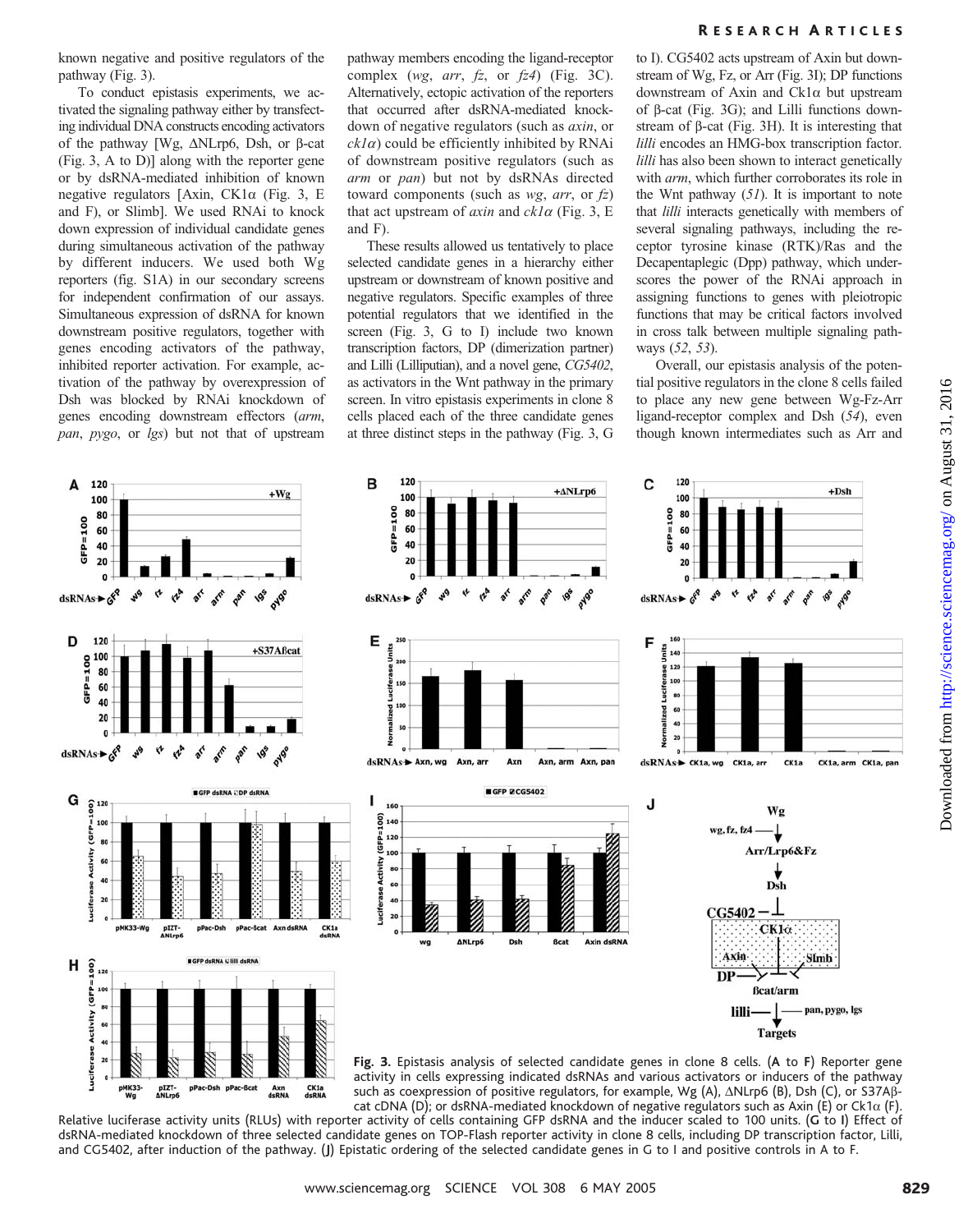known negative and positive regulators of the pathway (Fig. 3).

To conduct epistasis experiments, we activated the signaling pathway either by transfecting individual DNA constructs encoding activators of the pathway [Wg, ΔNLrp6, Dsh, or β-cat (Fig. 3, A to D)] along with the reporter gene or by dsRNA-mediated inhibition of known negative regulators [Axin, CK1α (Fig. 3, E and F), or Slimb]. We used RNAi to knock down expression of individual candidate genes during simultaneous activation of the pathway by different inducers. We used both Wg reporters (fig. S1A) in our secondary screens for independent confirmation of our assays. Simultaneous expression of dsRNA for known downstream positive regulators, together with genes encoding activators of the pathway, inhibited reporter activation. For example, activation of the pathway by overexpression of Dsh was blocked by RNAi knockdown of genes encoding downstream effectors (*arm*, *pan*, *pygo*, or *lgs*) but not that of upstream pathway members encoding the ligand-receptor complex (*wg*, *arr*, *fz*, or *fz4*) (Fig. 3C). Alternatively, ectopic activation of the reporters that occurred after dsRNA-mediated knockdown of negative regulators (such as *axin*, or *ck1α*) could be efficiently inhibited by RNAi of downstream positive regulators (such as *arm* or *pan*) but not by dsRNAs directed toward components (such as *wg*, *arr*, or *fz*) that act upstream of *axin* and *ck1α* (Fig. 3, E and F).

These results allowed us tentatively to place selected candidate genes in a hierarchy either upstream or downstream of known positive and negative regulators. Specific examples of three potential regulators that we identified in the screen (Fig. 3, G to I) include two known transcription factors, DP (dimerization partner) and Lilli (Lilliputian), and a novel gene, *CG5402*, as activators in the Wnt pathway in the primary screen. In vitro epistasis experiments in clone 8 cells placed each of the three candidate genes at three distinct steps in the pathway (Fig. 3, G to I). CG5402 acts upstream of Axin but downstream of Wg, Fz, or Arr (Fig. 3I); DP functions downstream of Axin and Ck1α but upstream of β-cat (Fig. 3G); and Lilli functions downstream of β-cat (Fig. 3H). It is interesting that *lilli* encodes an HMG-box transcription factor. *lilli* has also been shown to interact genetically with *arm*, which further corroborates its role in the Wnt pathway (*51*). It is important to note that *lilli* interacts genetically with members of several signaling pathways, including the receptor tyrosine kinase (RTK)/Ras and the Decapentaplegic (Dpp) pathway, which underscores the power of the RNAi approach in assigning functions to genes with pleiotropic functions that may be critical factors involved in cross talk between multiple signaling pathways (*52*, *53*).

Overall, our epistasis analysis of the potential positive regulators in the clone 8 cells failed to place any new gene between Wg-Fz-Arr ligand-receptor complex and Dsh (*54*), even though known intermediates such as Arr and

**Fig. 3.** Epistasis analysis of selected candidate genes in clone 8 cells. (**A** to **F**) Reporter gene activity in cells expressing indicated dsRNAs and various activators or inducers of the pathway such as coexpression of positive regulators, for example, Wg (A), ΔNLrp6 (B), Dsh (C), or S37Aβ-cat cDNA (D); or dsRNA-mediated knockdown of negative regulators such as Axin (E) or Ck1α (F). Relative luciferase activity units (RLUs) with reporter activity of cells containing GFP dsRNA and the inducer scaled to 100 units. (**G** to **I**) Effect of dsRNA-mediated knockdown of three selected candidate genes on TOP-Flash reporter activity in clone 8 cells, including DP transcription factor, Lilli, and CG5402, after induction of the pathway. (**J**) Epistatic ordering of the selected candidate genes in G to I and positive controls in A to F.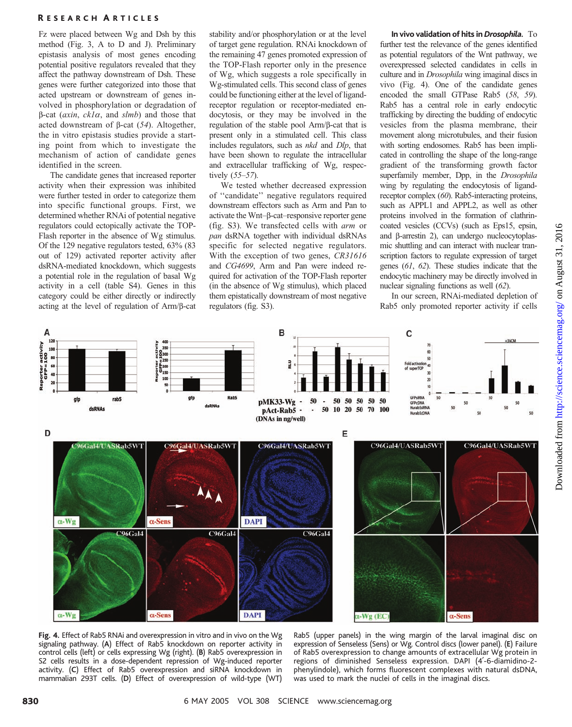Fz were placed between Wg and Dsh by this method (Fig. 3, A to D and J). Preliminary epistasis analysis of most genes encoding potential positive regulators revealed that they affect the pathway downstream of Dsh. These genes were further categorized into those that acted upstream or downstream of genes involved in phosphorylation or degradation of β-cat (*axin*, *ck1α*, and *slmb*) and those that acted downstream of β-cat (*54*). Altogether, the in vitro epistasis studies provide a starting point from which to investigate the mechanism of action of candidate genes identified in the screen.

The candidate genes that increased reporter activity when their expression was inhibited were further tested in order to categorize them into specific functional groups. First, we determined whether RNAi of potential negative regulators could ectopically activate the TOP-Flash reporter in the absence of Wg stimulus. Of the 129 negative regulators tested, 63% (83 out of 129) activated reporter activity after dsRNA-mediated knockdown, which suggests a potential role in the regulation of basal Wg activity in a cell (table S4). Genes in this category could be either directly or indirectly acting at the level of regulation of Arm/β-cat stability and/or phosphorylation or at the level of target gene regulation. RNAi knockdown of the remaining 47 genes promoted expression of the TOP-Flash reporter only in the presence of Wg, which suggests a role specifically in Wg-stimulated cells. This second class of genes could be functioning either at the level of ligand-receptor regulation or receptor-mediated endocytosis, or they may be involved in the regulation of the stable pool Arm/β-cat that is present only in a stimulated cell. This class includes regulators, such as *nkd* and *Dlp*, that have been shown to regulate the intracellular and extracellular trafficking of Wg, respectively (*55*–*57*).

We tested whether decreased expression of "candidate" negative regulators required downstream effectors such as Arm and Pan to activate the Wnt–β-cat–responsive reporter gene (fig. S3). We transfected cells with *arm* or *pan* dsRNA together with individual dsRNAs specific for selected negative regulators. With the exception of two genes, *CR31616* and *CG4699*, Arm and Pan were indeed required for activation of the TOP-Flash reporter (in the absence of Wg stimulus), which placed them epistatically downstream of most negative regulators (fig. S3).

**In vivo validation of hits in *Drosophila*.** To further test the relevance of the genes identified as potential regulators of the Wnt pathway, we overexpressed selected candidates in cells in culture and in *Drosophila* wing imaginal discs in vivo (Fig. 4). One of the candidate genes encoded the small GTPase Rab5 (*58*, *59*). Rab5 has a central role in early endocytic trafficking by directing the budding of endocytic vesicles from the plasma membrane, their movement along microtubules, and their fusion with sorting endosomes. Rab5 has been implicated in controlling the shape of the long-range gradient of the transforming growth factor superfamily member, Dpp, in the *Drosophila* wing by regulating the endocytosis of ligand-receptor complex (*60*). Rab5-interacting proteins, such as APPL1 and APPL2, as well as other proteins involved in the formation of clathrin-coated vesicles (CCVs) (such as Eps15, epsin, and β-arrestin 2), can undergo nucleocytoplasmic shuttling and can interact with nuclear transcription factors to regulate expression of target genes (*61*, *62*). These studies indicate that the endocytic machinery may be directly involved in nuclear signaling functions as well (*62*).

In our screen, RNAi-mediated depletion of Rab5 only promoted reporter activity if cells

**Fig. 4.** Effect of Rab5 RNAi and overexpression in vitro and in vivo on the Wg signaling pathway. (**A**) Effect of Rab5 knockdown on reporter activity in control cells (left) or cells expressing Wg (right). (**B**) Rab5 overexpression in S2 cells results in a dose-dependent repression of Wg-induced reporter activity. (**C**) Effect of Rab5 overexpression and siRNA knockdown in mammalian 293T cells. (**D**) Effect of overexpression of wild-type (WT) Rab5 (upper panels) in the wing margin of the larval imaginal disc on expression of Senseless (Sens) or Wg. Control discs (lower panel). (**E**) Failure of Rab5 overexpression to change amounts of extracellular Wg protein in regions of diminished Senseless expression. DAPI (4′-6-diamidino-2-phenylindole), which forms fluorescent complexes with natural dsDNA, was used to mark the nuclei of cells in the imaginal discs.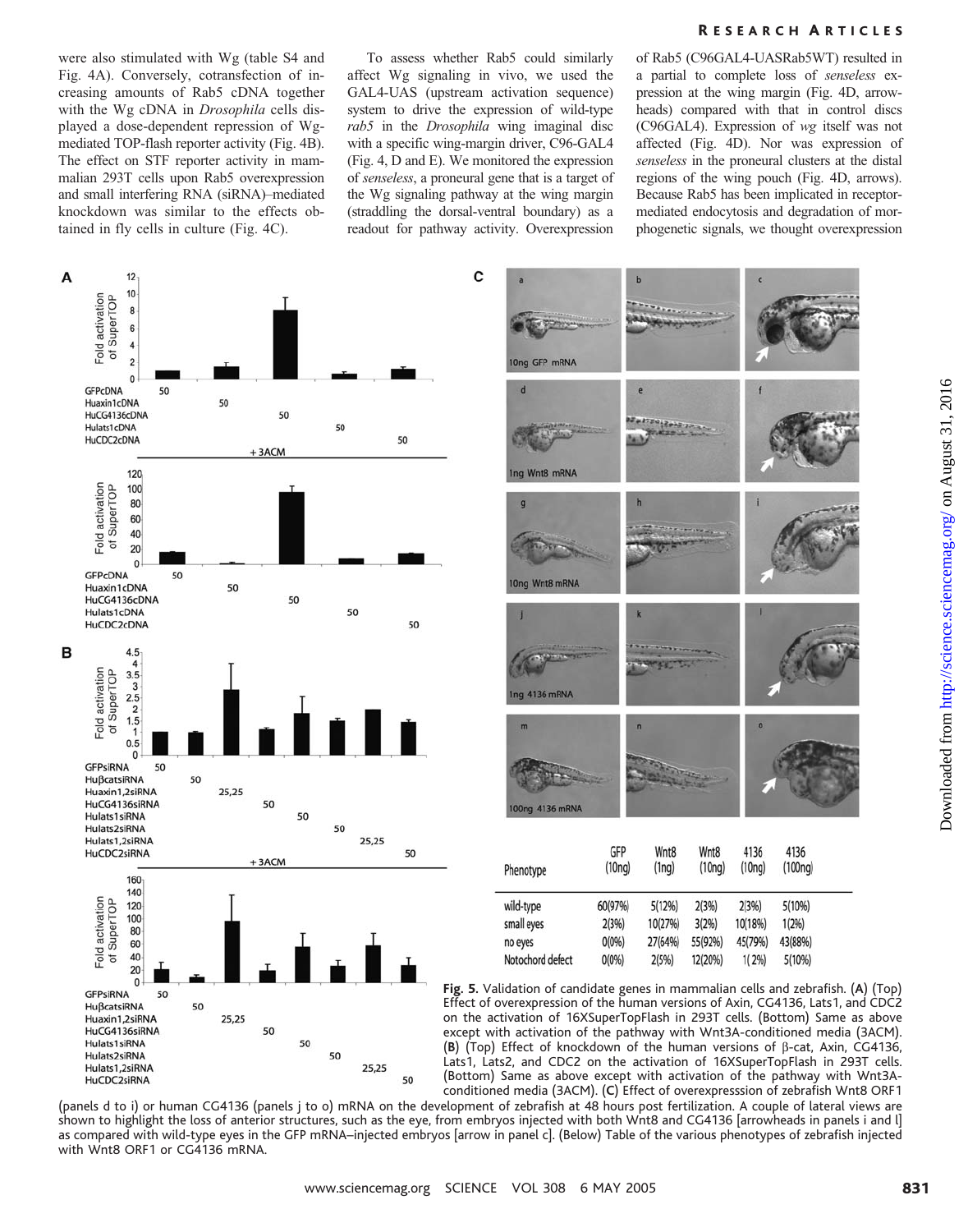were also stimulated with Wg (table S4 and Fig. 4A). Conversely, cotransfection of increasing amounts of Rab5 cDNA together with the Wg cDNA in *Drosophila* cells displayed a dose-dependent repression of Wg-mediated TOP-flash reporter activity (Fig. 4B). The effect on STF reporter activity in mammalian 293T cells upon Rab5 overexpression and small interfering RNA (siRNA)–mediated knockdown was similar to the effects obtained in fly cells in culture (Fig. 4C).

To assess whether Rab5 could similarly affect Wg signaling in vivo, we used the GAL4-UAS (upstream activation sequence) system to drive the expression of wild-type *rab5* in the *Drosophila* wing imaginal disc with a specific wing-margin driver, C96-GAL4 (Fig. 4, D and E). We monitored the expression of *senseless*, a proneural gene that is a target of the Wg signaling pathway at the wing margin (straddling the dorsal-ventral boundary) as a readout for pathway activity. Overexpression of Rab5 (C96GAL4-UASRab5WT) resulted in a partial to complete loss of *senseless* expression at the wing margin (Fig. 4D, arrowheads) compared with that in control discs (C96GAL4). Expression of *wg* itself was not affected (Fig. 4D). Nor was expression of *senseless* in the proneural clusters at the distal regions of the wing pouch (Fig. 4D, arrows). Because Rab5 has been implicated in receptor-mediated endocytosis and degradation of morphogenetic signals, we thought overexpression

| Phenotype | GFP (10ng) | Wnt8 (1ng) | Wnt8 (10ng) | 4136 (10ng) | 4136 (100ng) |
|---|---|---|---|---|---|
| wild-type | 60(97%) | 5(12%) | 2(3%) | 2(3%) | 5(10%) |
| small eyes | 2(3%) | 10(27%) | 3(2%) | 10(18%) | 1(2%) |
| no eyes | 0(0%) | 27(64%) | 55(92%) | 45(79%) | 43(88%) |
| Notochord defect | 0(0%) | 2(5%) | 12(20%) | 1( 2%) | 5(10%) |

**Fig. 5.** Validation of candidate genes in mammalian cells and zebrafish. (**A**) (Top) Effect of overexpression of the human versions of Axin, CG4136, Lats1, and CDC2 on the activation of 16XSuperTopFlash in 293T cells. (Bottom) Same as above except with activation of the pathway with Wnt3A-conditioned media (3ACM). (**B**) (Top) Effect of knockdown of the human versions of β-cat, Axin, CG4136, Lats1, Lats2, and CDC2 on the activation of 16XSuperTopFlash in 293T cells. (Bottom) Same as above except with activation of the pathway with Wnt3A-conditioned media (3ACM). (**C**) Effect of overexpresssion of zebrafish Wnt8 ORF1 (panels d to i) or human CG4136 (panels j to o) mRNA on the development of zebrafish at 48 hours post fertilization. A couple of lateral views are shown to highlight the loss of anterior structures, such as the eye, from embryos injected with both Wnt8 and CG4136 [arrowheads in panels i and l] as compared with wild-type eyes in the GFP mRNA–injected embryos [arrow in panel c]. (Below) Table of the various phenotypes of zebrafish injected with Wnt8 ORF1 or CG4136 mRNA.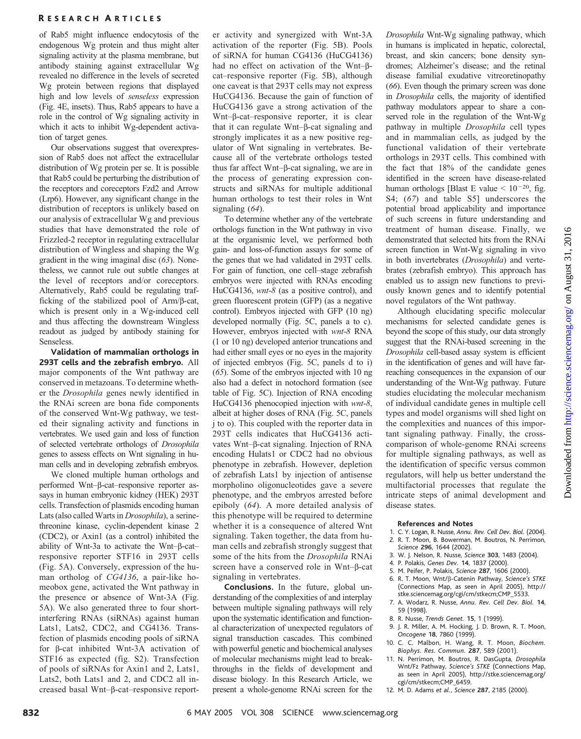of Rab5 might influence endocytosis of the endogenous Wg protein and thus might alter signaling activity at the plasma membrane, but antibody staining against extracellular Wg revealed no difference in the levels of secreted Wg protein between regions that displayed high and low levels of *senseless* expression (Fig. 4E, insets). Thus, Rab5 appears to have a role in the control of Wg signaling activity in which it acts to inhibit Wg-dependent activation of target genes.

Our observations suggest that overexpression of Rab5 does not affect the extracellular distribution of Wg protein per se. It is possible that Rab5 could be perturbing the distribution of the receptors and coreceptors Fzd2 and Arrow (Lrp6). However, any significant change in the distribution of receptors is unlikely based on our analysis of extracellular Wg and previous studies that have demonstrated the role of Frizzled-2 receptor in regulating extracellular distribution of Wingless and shaping the Wg gradient in the wing imaginal disc (*63*). Nonetheless, we cannot rule out subtle changes at the level of receptors and/or coreceptors. Alternatively, Rab5 could be regulating trafficking of the stabilized pool of Arm/β-cat, which is present only in a Wg-induced cell and thus affecting the downstream Wingless readout as judged by antibody staining for Senseless.

**Validation of mammalian orthologs in 293T cells and the zebrafish embryo.** All major components of the Wnt pathway are conserved in metazoans. To determine whether the *Drosophila* genes newly identified in the RNAi screen are bona fide components of the conserved Wnt-Wg pathway, we tested their signaling activity and functions in vertebrates. We used gain and loss of function of selected vertebrate orthologs of *Drosophila* genes to assess effects on Wnt signaling in human cells and in developing zebrafish embryos.

We cloned multiple human orthologs and performed Wnt–β-cat–responsive reporter assays in human embryonic kidney (HEK) 293T cells. Transfection of plasmids encoding human Lats (also called Warts in *Drosophila*), a serine-threonine kinase, cyclin-dependent kinase 2 (CDC2), or Axin1 (as a control) inhibited the ability of Wnt-3a to activate the Wnt–β-cat–responsive reporter STF16 in 293T cells (Fig. 5A). Conversely, expression of the human ortholog of *CG4136*, a pair-like homeobox gene, activated the Wnt pathway in the presence or absence of Wnt-3A (Fig. 5A). We also generated three to four short-interfering RNAs (siRNAs) against human Lats1, Lats2, CDC2, and CG4136. Transfection of plasmids encoding pools of siRNA for β-cat inhibited Wnt-3A activation of STF16 as expected (fig. S2). Transfection of pools of siRNAs for Axin1 and 2, Lats1, Lats2, both Lats1 and 2, and CDC2 all increased basal Wnt–β-cat–responsive reporter activity and synergized with Wnt-3A activation of the reporter (Fig. 5B). Pools of siRNA for human CG4136 (HuCG4136) had no effect on activation of the Wnt–β-cat–responsive reporter (Fig. 5B), although one caveat is that 293T cells may not express HuCG4136. Because the gain of function of HuCG4136 gave a strong activation of the Wnt–β-cat–responsive reporter, it is clear that it can regulate Wnt–β-cat signaling and strongly implicates it as a new positive regulator of Wnt signaling in vertebrates. Because all of the vertebrate orthologs tested thus far affect Wnt–β-cat signaling, we are in the process of generating expression constructs and siRNAs for multiple additional human orthologs to test their roles in Wnt signaling (*64*).

To determine whether any of the vertebrate orthologs function in the Wnt pathway in vivo at the organismic level, we performed both gain- and loss-of-function assays for some of the genes that we had validated in 293T cells. For gain of function, one cell–stage zebrafish embryos were injected with RNAs encoding HuCG4136, *wnt-8* (as a positive control), and green fluorescent protein (GFP) (as a negative control). Embryos injected with GFP (10 ng) developed normally (Fig. 5C, panels a to c). However, embryos injected with *wnt-8* RNA (1 or 10 ng) developed anterior truncations and had either small eyes or no eyes in the majority of injected embryos (Fig. 5C, panels d to i) (*65*). Some of the embryos injected with 10 ng also had a defect in notochord formation (see table of Fig. 5C). Injection of RNA encoding HuCG4136 phenocopied injection with *wnt-8*, albeit at higher doses of RNA (Fig. 5C, panels j to o). This coupled with the reporter data in 293T cells indicates that HuCG4136 activates Wnt–β-cat signaling. Injection of RNA encoding Hulats1 or CDC2 had no obvious phenotype in zebrafish. However, depletion of zebrafish Lats1 by injection of antisense morpholino oligonucleotides gave a severe phenotype, and the embryos arrested before epiboly (*64*). A more detailed analysis of this phenotype will be required to determine whether it is a consequence of altered Wnt signaling. Taken together, the data from human cells and zebrafish strongly suggest that some of the hits from the *Drosophila* RNAi screen have a conserved role in Wnt–β-cat signaling in vertebrates.

**Conclusions.** In the future, global understanding of the complexities of and interplay between multiple signaling pathways will rely upon the systematic identification and functional characterization of unexpected regulators of signal transduction cascades. This combined with powerful genetic and biochemical analyses of molecular mechanisms might lead to breakthroughs in the fields of development and disease biology. In this Research Article, we present a whole-genome RNAi screen for the *Drosophila* Wnt-Wg signaling pathway, which in humans is implicated in hepatic, colorectal, breast, and skin cancers; bone density syndromes; Alzheimer's disease; and the retinal disease familial exudative vitreoretinopathy (*66*). Even though the primary screen was done in *Drosophila* cells, the majority of identified pathway modulators appear to share a conserved role in the regulation of the Wnt-Wg pathway in multiple *Drosophila* cell types and in mammalian cells, as judged by the functional validation of their vertebrate orthologs in 293T cells. This combined with the fact that 18% of the candidate genes identified in the screen have disease-related human orthologs [Blast E value $< 10^{-20}$, fig. S4; (*67*) and table S5] underscores the potential broad applicability and importance of such screens in future understanding and treatment of human disease. Finally, we demonstrated that selected hits from the RNAi screen function in Wnt-Wg signaling in vivo in both invertebrates (*Drosophila*) and vertebrates (zebrafish embryo). This approach has enabled us to assign new functions to previously known genes and to identify potential novel regulators of the Wnt pathway.

Although elucidating specific molecular mechanisms for selected candidate genes is beyond the scope of this study, our data strongly suggest that the RNAi-based screening in the *Drosophila* cell-based assay system is efficient in the identification of genes and will have far-reaching consequences in the expansion of our understanding of the Wnt-Wg pathway. Future studies elucidating the molecular mechanism of individual candidate genes in multiple cell types and model organisms will shed light on the complexities and nuances of this important signaling pathway. Finally, the cross-comparison of whole-genome RNAi screens for multiple signaling pathways, as well as the identification of specific versus common regulators, will help us better understand the multifactorial processes that regulate the intricate steps of animal development and disease states.

### References and Notes

1. C. Y. Logan, R. Nusse, *Annu. Rev. Cell Dev. Biol.* (2004).
2. R. T. Moon, B. Bowerman, M. Boutros, N. Perrimon, *Science* **296**, 1644 (2002).
3. W. J. Nelson, R. Nusse, *Science* **303**, 1483 (2004).
4. P. Polakis, *Genes Dev.* **14**, 1837 (2000).
5. M. Peifer, P. Polakis, *Science* **287**, 1606 (2000).
6. R. T. Moon, Wnt/β-Catenin Pathway, *Science's STKE* (Connections Map, as seen in April 2005), http://stke.sciencemag.org/cgi/cm/stkecm;CMP_5533.
7. A. Wodarz, R. Nusse, *Annu. Rev. Cell Dev. Biol.* **14**, 59 (1998).
8. R. Nusse, *Trends Genet.* **15**, 1 (1999).
9. J. R. Miller, A. M. Hocking, J. D. Brown, R. T. Moon, *Oncogene* **18**, 7860 (1999).
10. C. C. Malbon, H. Wang, R. T. Moon, *Biochem. Biophys. Res. Commun.* **287**, 589 (2001).
11. N. Perrimon, M. Boutros, R. DasGupta, *Drosophila* Wnt/Fz Pathway, *Science's STKE* (Connections Map, as seen in April 2005), http://stke.sciencemag.org/cgi/cm/stkecm;CMP_6459.
12. M. D. Adams *et al.*, *Science* **287**, 2185 (2000).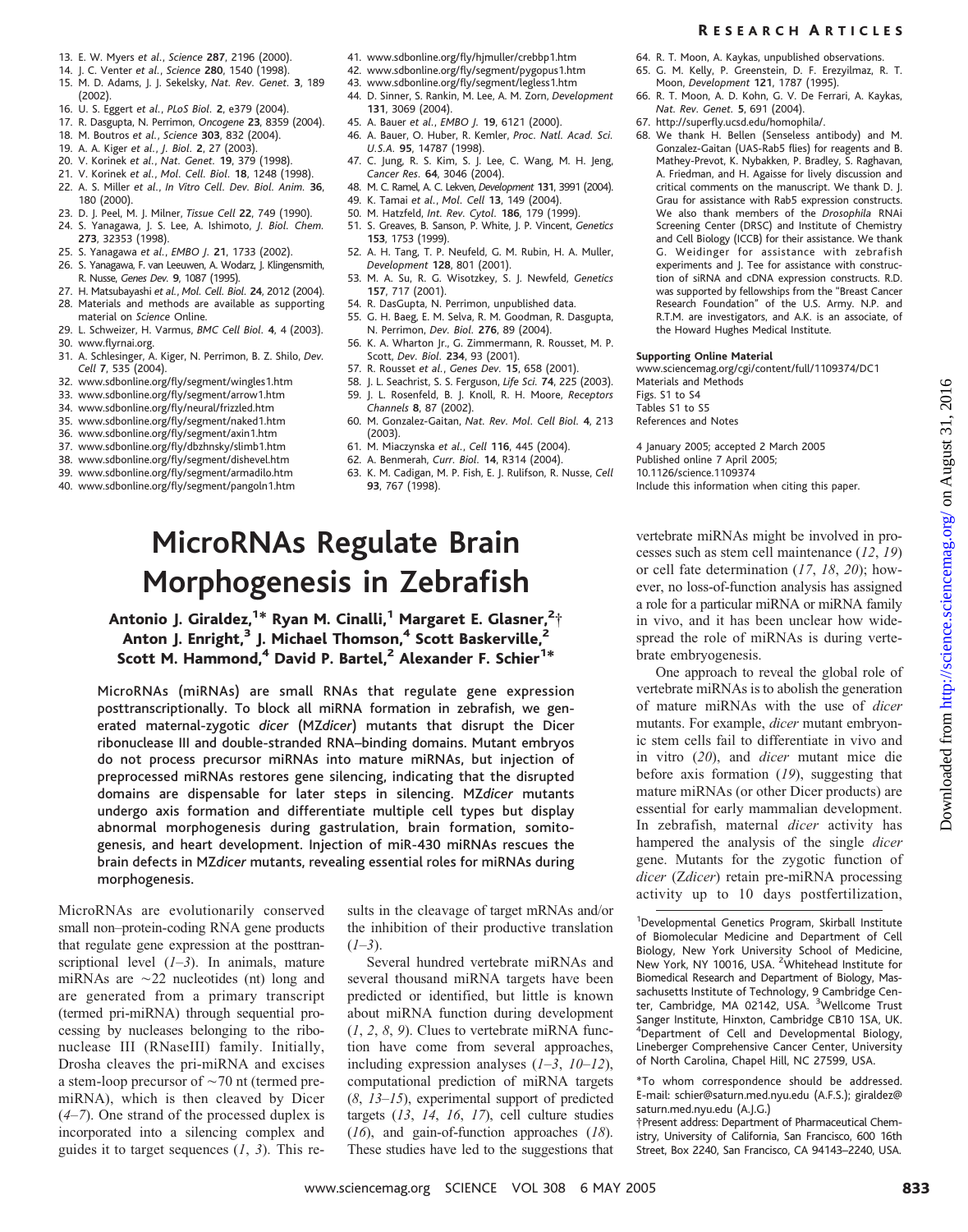13. E. W. Myers *et al.*, *Science* **287**, 2196 (2000).
14. J. C. Venter *et al.*, *Science* **280**, 1540 (1998).
15. M. D. Adams, J. J. Sekelsky, *Nat. Rev. Genet.* **3**, 189 (2002).
16. U. S. Eggert *et al.*, *PLoS Biol.* **2**, e379 (2004).
17. R. Dasgupta, N. Perrimon, *Oncogene* **23**, 8359 (2004).
18. M. Boutros *et al.*, *Science* **303**, 832 (2004).
19. A. A. Kiger *et al.*, *J. Biol.* **2**, 27 (2003).
20. V. Korinek *et al.*, *Nat. Genet.* **19**, 379 (1998).
21. V. Korinek *et al.*, *Mol. Cell. Biol.* **18**, 1248 (1998).
22. A. S. Miller *et al.*, *In Vitro Cell. Dev. Biol. Anim.* **36**, 180 (2000).
23. D. J. Peel, M. J. Milner, *Tissue Cell* **22**, 749 (1990).
24. S. Yanagawa, J. S. Lee, A. Ishimoto, *J. Biol. Chem.* **273**, 32353 (1998).
25. S. Yanagawa *et al.*, *EMBO J.* **21**, 1733 (2002).
26. S. Yanagawa, F. van Leeuwen, A. Wodarz, J. Klingensmith, R. Nusse, *Genes Dev.* **9**, 1087 (1995).
27. H. Matsubayashi *et al.*, *Mol. Cell. Biol.* **24**, 2012 (2004).
28. Materials and methods are available as supporting material on *Science* Online.
29. L. Schweizer, H. Varmus, *BMC Cell Biol.* **4**, 4 (2003).
30. www.flyrnai.org.
31. A. Schlesinger, A. Kiger, N. Perrimon, B. Z. Shilo, *Dev. Cell* **7**, 535 (2004).
32. www.sdbonline.org/fly/segment/wingles1.htm
33. www.sdbonline.org/fly/segment/arrow1.htm
34. www.sdbonline.org/fly/neural/frizzled.htm
35. www.sdbonline.org/fly/segment/naked1.htm
36. www.sdbonline.org/fly/segment/axin1.htm
37. www.sdbonline.org/fly/dbzhnsky/slimb1.htm
38. www.sdbonline.org/fly/segment/dishevel.htm
39. www.sdbonline.org/fly/segment/armadilo.htm
40. www.sdbonline.org/fly/segment/pangoln1.htm
41. www.sdbonline.org/fly/hjmuller/crebbp1.htm
42. www.sdbonline.org/fly/segment/pygopus1.htm
43. www.sdbonline.org/fly/segment/legless1.htm
44. D. Sinner, S. Rankin, M. Lee, A. M. Zorn, *Development* **131**, 3069 (2004).
45. A. Bauer *et al.*, *EMBO J.* **19**, 6121 (2000).
46. A. Bauer, O. Huber, R. Kemler, *Proc. Natl. Acad. Sci. U.S.A.* **95**, 14787 (1998).
47. C. Jung, R. S. Kim, S. J. Lee, C. Wang, M. H. Jeng, *Cancer Res.* **64**, 3046 (2004).
48. M. C. Ramel, A. C. Lekven, *Development* **131**, 3991 (2004).
49. K. Tamai *et al.*, *Mol. Cell* **13**, 149 (2004).
50. M. Hatzfeld, *Int. Rev. Cytol.* **186**, 179 (1999).
51. S. Greaves, B. Sanson, P. White, J. P. Vincent, *Genetics* **153**, 1753 (1999).
52. A. H. Tang, T. P. Neufeld, G. M. Rubin, H. A. Muller, *Development* **128**, 801 (2001).
53. M. A. Su, R. G. Wisotzkey, S. J. Newfeld, *Genetics* **157**, 717 (2001).
54. R. DasGupta, N. Perrimon, unpublished data.
55. G. H. Baeg, E. M. Selva, R. M. Goodman, R. Dasgupta, N. Perrimon, *Dev. Biol.* **276**, 89 (2004).
56. K. A. Wharton Jr., G. Zimmermann, R. Rousset, M. P. Scott, *Dev. Biol.* **234**, 93 (2001).
57. R. Rousset *et al.*, *Genes Dev.* **15**, 658 (2001).
58. J. L. Seachrist, S. S. Ferguson, *Life Sci.* **74**, 225 (2003).
59. J. L. Rosenfeld, B. J. Knoll, R. H. Moore, *Receptors Channels* **8**, 87 (2002).
60. M. Gonzalez-Gaitan, *Nat. Rev. Mol. Cell Biol.* **4**, 213 (2003).
61. M. Miaczynska *et al.*, *Cell* **116**, 445 (2004).
62. A. Benmerah, *Curr. Biol.* **14**, R314 (2004).
63. K. M. Cadigan, M. P. Fish, E. J. Rulifson, R. Nusse, *Cell* **93**, 767 (1998).
64. R. T. Moon, A. Kaykas, unpublished observations.
65. G. M. Kelly, P. Greenstein, D. F. Erezyilmaz, R. T. Moon, *Development* **121**, 1787 (1995).
66. R. T. Moon, A. D. Kohn, G. V. De Ferrari, A. Kaykas, *Nat. Rev. Genet.* **5**, 691 (2004).
67. http://superfly.ucsd.edu/homophila/.
68. We thank H. Bellen (Senseless antibody) and M. Gonzalez-Gaitan (UAS-Rab5 flies) for reagents and B. Mathey-Prevot, K. Nybakken, P. Bradley, S. Raghavan, A. Friedman, and H. Agaisse for lively discussion and critical comments on the manuscript. We thank D. J. Grau for assistance with Rab5 expression constructs. We also thank members of the *Drosophila* RNAi Screening Center (DRSC) and Institute of Chemistry and Cell Biology (ICCB) for their assistance. We thank G. Weidinger for assistance with zebrafish experiments and J. Tee for assistance with construction of siRNA and cDNA expression constructs. R.D. was supported by fellowships from the "Breast Cancer Research Foundation" of the U.S. Army. N.P. and R.T.M. are investigators, and A.K. is an associate, of the Howard Hughes Medical Institute.

**Supporting Online Material**
www.sciencemag.org/cgi/content/full/1109374/DC1
Materials and Methods
Figs. S1 to S4
Tables S1 to S5
References and Notes

4 January 2005; accepted 2 March 2005
Published online 7 April 2005;
10.1126/science.1109374
Include this information when citing this paper.

# MicroRNAs Regulate Brain Morphogenesis in Zebrafish

**Antonio J. Giraldez,[1]* Ryan M. Cinalli,[1] Margaret E. Glasner,[2]† Anton J. Enright,[3] J. Michael Thomson,[4] Scott Baskerville,[2] Scott M. Hammond,[4] David P. Bartel,[2] Alexander F. Schier[1]***

**MicroRNAs (miRNAs) are small RNAs that regulate gene expression posttranscriptionally. To block all miRNA formation in zebrafish, we generated maternal-zygotic *dicer* (MZ*dicer*) mutants that disrupt the Dicer ribonuclease III and double-stranded RNA–binding domains. Mutant embryos do not process precursor miRNAs into mature miRNAs, but injection of preprocessed miRNAs restores gene silencing, indicating that the disrupted domains are dispensable for later steps in silencing. MZ*dicer* mutants undergo axis formation and differentiate multiple cell types but display abnormal morphogenesis during gastrulation, brain formation, somitogenesis, and heart development. Injection of miR-430 miRNAs rescues the brain defects in MZ*dicer* mutants, revealing essential roles for miRNAs during morphogenesis.**

MicroRNAs are evolutionarily conserved small non–protein-coding RNA gene products that regulate gene expression at the posttranscriptional level (*1*–*3*). In animals, mature miRNAs are ~22 nucleotides (nt) long and are generated from a primary transcript (termed pri-miRNA) through sequential processing by nucleases belonging to the ribonuclease III (RNaseIII) family. Initially, Drosha cleaves the pri-miRNA and excises a stem-loop precursor of ~70 nt (termed pre-miRNA), which is then cleaved by Dicer (*4*–*7*). One strand of the processed duplex is incorporated into a silencing complex and guides it to target sequences (*1*, *3*). This results in the cleavage of target mRNAs and/or the inhibition of their productive translation (*1*–*3*).

Several hundred vertebrate miRNAs and several thousand miRNA targets have been predicted or identified, but little is known about miRNA function during development (*1*, *2*, *8*, *9*). Clues to vertebrate miRNA function have come from several approaches, including expression analyses (*1*–*3*, *10*–*12*), computational prediction of miRNA targets (*8*, *13*–*15*), experimental support of predicted targets (*13*, *14*, *16*, *17*), cell culture studies (*16*), and gain-of-function approaches (*18*). These studies have led to the suggestions that vertebrate miRNAs might be involved in processes such as stem cell maintenance (*12*, *19*) or cell fate determination (*17*, *18*, *20*); however, no loss-of-function analysis has assigned a role for a particular miRNA or miRNA family in vivo, and it has been unclear how widespread the role of miRNAs is during vertebrate embryogenesis.

One approach to reveal the global role of vertebrate miRNAs is to abolish the generation of mature miRNAs with the use of *dicer* mutants. For example, *dicer* mutant embryonic stem cells fail to differentiate in vivo and in vitro (*20*), and *dicer* mutant mice die before axis formation (*19*), suggesting that mature miRNAs (or other Dicer products) are essential for early mammalian development. In zebrafish, maternal *dicer* activity has hampered the analysis of the single *dicer* gene. Mutants for the zygotic function of *dicer* (Z*dicer*) retain pre-miRNA processing activity up to 10 days postfertilization,

[1]Developmental Genetics Program, Skirball Institute of Biomolecular Medicine and Department of Cell Biology, New York University School of Medicine, New York, NY 10016, USA. [2]Whitehead Institute for Biomedical Research and Department of Biology, Massachusetts Institute of Technology, 9 Cambridge Center, Cambridge, MA 02142, USA. [3]Wellcome Trust Sanger Institute, Hinxton, Cambridge CB10 1SA, UK. [4]Department of Cell and Developmental Biology, Lineberger Comprehensive Cancer Center, University of North Carolina, Chapel Hill, NC 27599, USA.

*To whom correspondence should be addressed. E-mail: schier@saturn.med.nyu.edu (A.F.S.); giraldez@saturn.med.nyu.edu (A.J.G.)

†Present address: Department of Pharmaceutical Chemistry, University of California, San Francisco, 600 16th Street, Box 2240, San Francisco, CA 94143–2240, USA.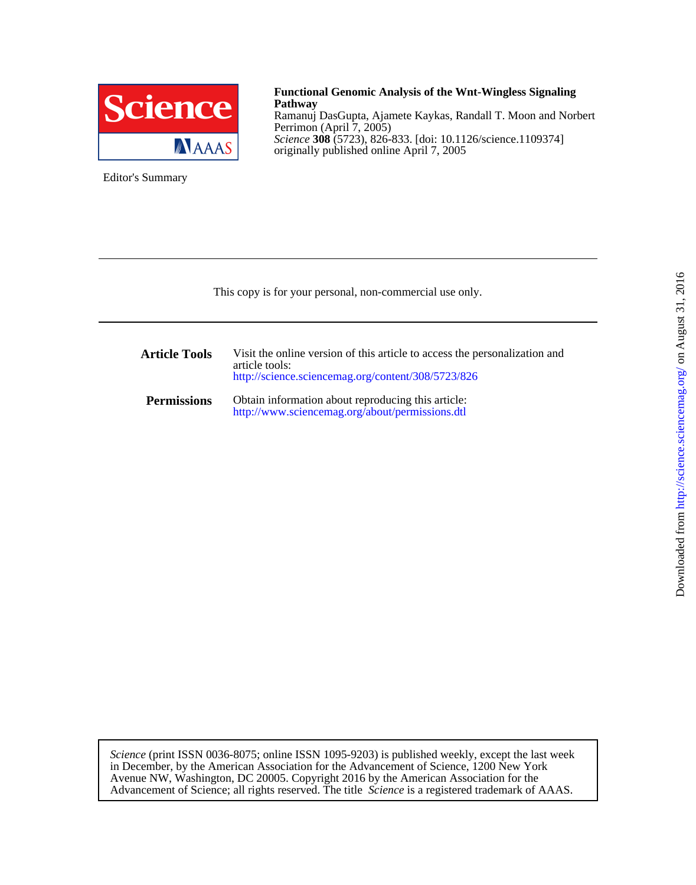**Functional Genomic Analysis of the Wnt-Wingless Signaling Pathway**
Ramanuj DasGupta, Ajamete Kaykas, Randall T. Moon and Norbert Perrimon (April 7, 2005)
*Science* **308** (5723), 826-833. [doi: 10.1126/science.1109374]
originally published online April 7, 2005

Editor's Summary

This copy is for your personal, non-commercial use only.

**Article Tools** Visit the online version of this article to access the personalization and article tools:
http://science.sciencemag.org/content/308/5723/826

**Permissions** Obtain information about reproducing this article:
http://www.sciencemag.org/about/permissions.dtl

*Science* (print ISSN 0036-8075; online ISSN 1095-9203) is published weekly, except the last week in December, by the American Association for the Advancement of Science, 1200 New York Avenue NW, Washington, DC 20005. Copyright 2016 by the American Association for the Advancement of Science; all rights reserved. The title *Science* is a registered trademark of AAAS.